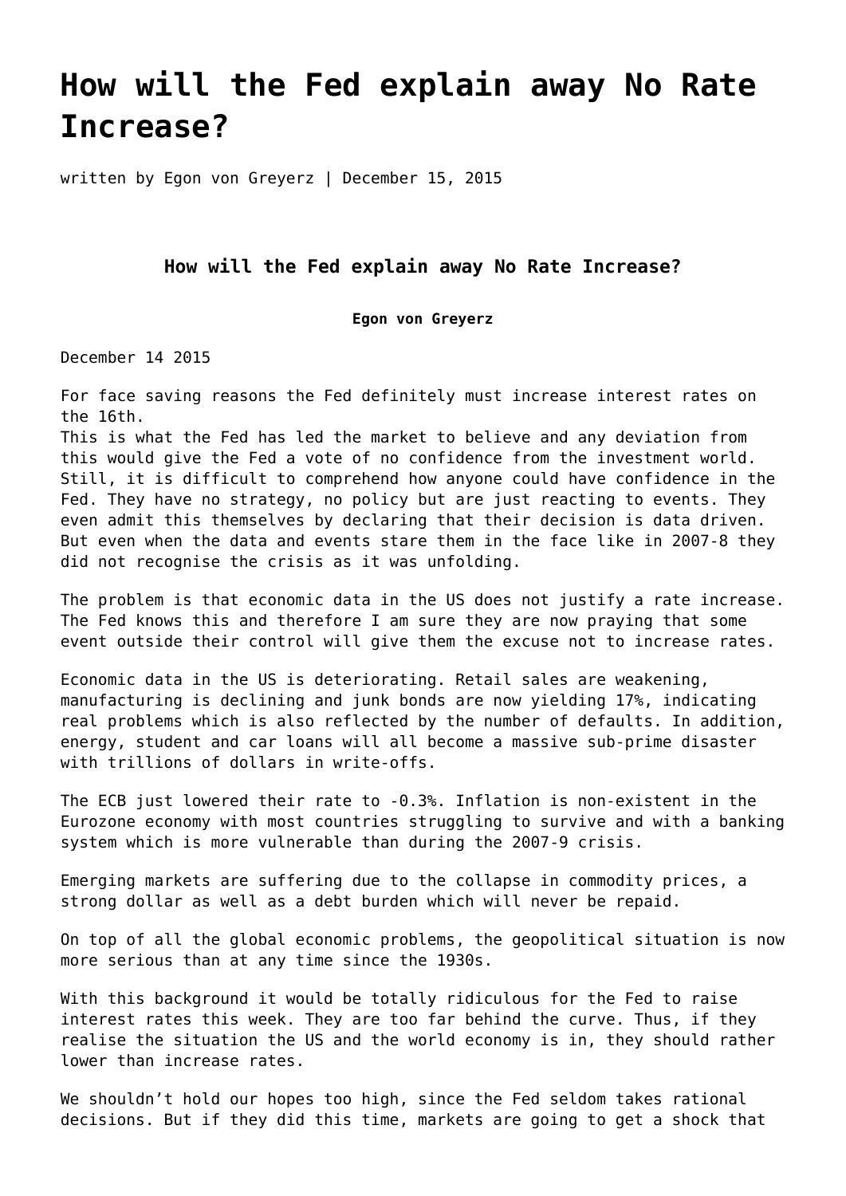# How will the Fed explain away No Rate Increase?

written by Egon von Greyerz | December 15, 2015

### How will the Fed explain away No Rate Increase?

**Egon von Greyerz**

December 14 2015

For face saving reasons the Fed definitely must increase interest rates on the 16th.
This is what the Fed has led the market to believe and any deviation from this would give the Fed a vote of no confidence from the investment world. Still, it is difficult to comprehend how anyone could have confidence in the Fed. They have no strategy, no policy but are just reacting to events. They even admit this themselves by declaring that their decision is data driven. But even when the data and events stare them in the face like in 2007-8 they did not recognise the crisis as it was unfolding.

The problem is that economic data in the US does not justify a rate increase. The Fed knows this and therefore I am sure they are now praying that some event outside their control will give them the excuse not to increase rates.

Economic data in the US is deteriorating. Retail sales are weakening, manufacturing is declining and junk bonds are now yielding 17%, indicating real problems which is also reflected by the number of defaults. In addition, energy, student and car loans will all become a massive sub-prime disaster with trillions of dollars in write-offs.

The ECB just lowered their rate to -0.3%. Inflation is non-existent in the Eurozone economy with most countries struggling to survive and with a banking system which is more vulnerable than during the 2007-9 crisis.

Emerging markets are suffering due to the collapse in commodity prices, a strong dollar as well as a debt burden which will never be repaid.

On top of all the global economic problems, the geopolitical situation is now more serious than at any time since the 1930s.

With this background it would be totally ridiculous for the Fed to raise interest rates this week. They are too far behind the curve. Thus, if they realise the situation the US and the world economy is in, they should rather lower than increase rates.

We shouldn't hold our hopes too high, since the Fed seldom takes rational decisions. But if they did this time, markets are going to get a shock that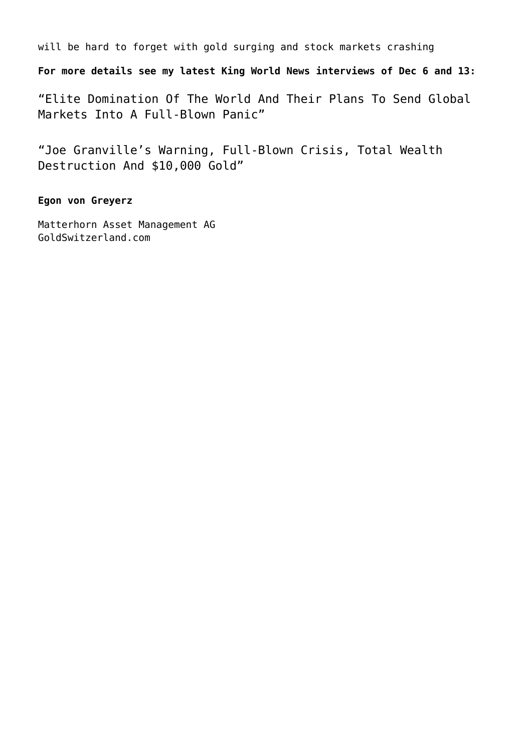will be hard to forget with gold surging and stock markets crashing

**For more details see my latest King World News interviews of Dec 6 and 13:**

"Elite Domination Of The World And Their Plans To Send Global Markets Into A Full-Blown Panic"

"Joe Granville's Warning, Full-Blown Crisis, Total Wealth Destruction And $10,000 Gold"

**Egon von Greyerz**

Matterhorn Asset Management AG
GoldSwitzerland.com